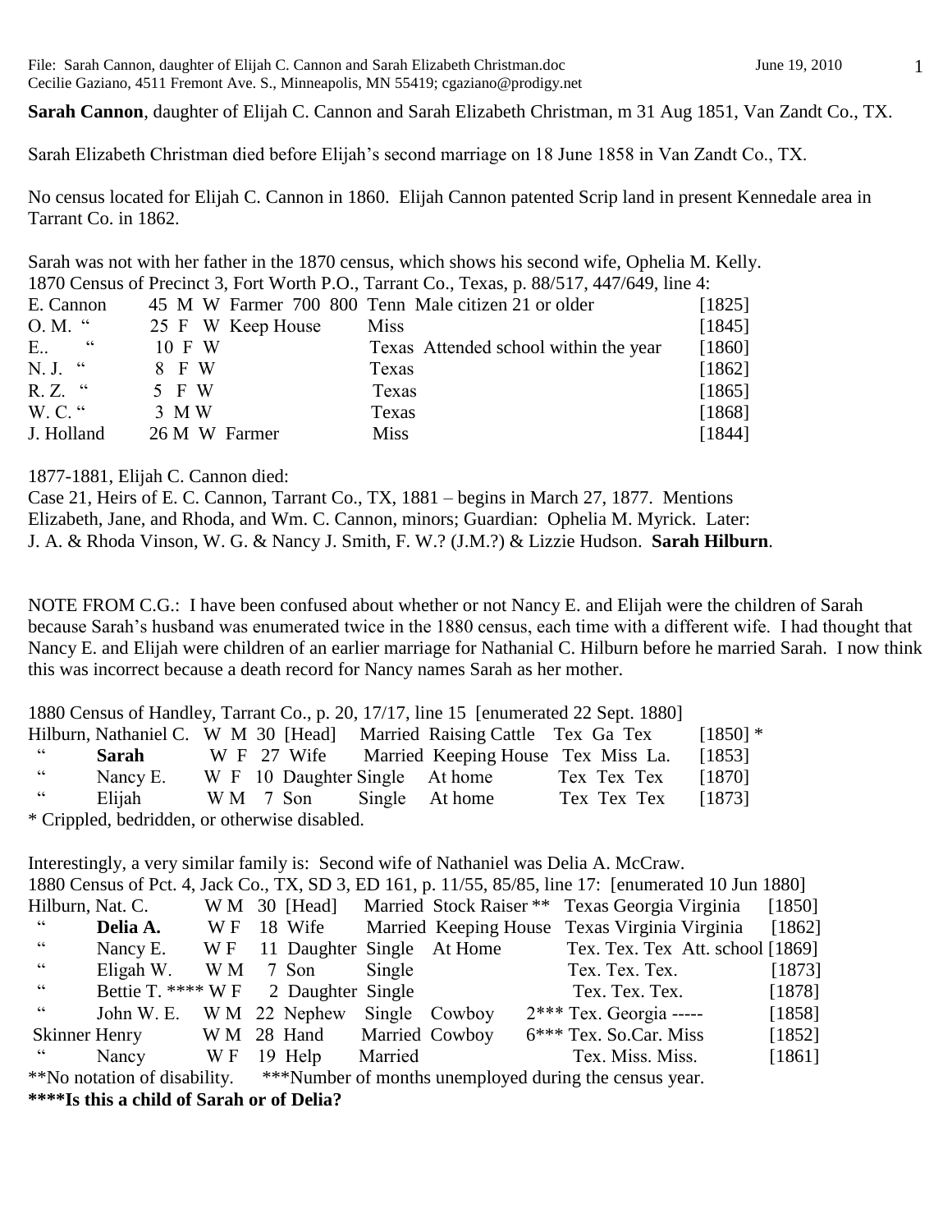File: Sarah Cannon, daughter of Elijah C. Cannon and Sarah Elizabeth Christman.doc June 19, 2010
Cecilie Gaziano, 4511 Fremont Ave. S., Minneapolis, MN 55419; cgaziano@prodigy.net

**Sarah Cannon**, daughter of Elijah C. Cannon and Sarah Elizabeth Christman, m 31 Aug 1851, Van Zandt Co., TX.

Sarah Elizabeth Christman died before Elijah's second marriage on 18 June 1858 in Van Zandt Co., TX.

No census located for Elijah C. Cannon in 1860. Elijah Cannon patented Scrip land in present Kennedale area in Tarrant Co. in 1862.

Sarah was not with her father in the 1870 census, which shows his second wife, Ophelia M. Kelly.
1870 Census of Precinct 3, Fort Worth P.O., Tarrant Co., Texas, p. 88/517, 447/649, line 4:

| | | | | | | | | |
|---|---|---|---|---|---|---|---|---|
| E. Cannon | 45 | M | W | Farmer | 700 800 | Tenn | Male citizen 21 or older | [1825] |
| O. M. " | 25 | F | W | Keep House | | Miss | | [1845] |
| E.. " | 10 | F | W | | | Texas | Attended school within the year | [1860] |
| N. J. " | 8 | F | W | | | Texas | | [1862] |
| R. Z. " | 5 | F | W | | | Texas | | [1865] |
| W. C. " | 3 | M | W | | | Texas | | [1868] |
| J. Holland | 26 | M | W | Farmer | | Miss | | [1844] |

1877-1881, Elijah C. Cannon died:
Case 21, Heirs of E. C. Cannon, Tarrant Co., TX, 1881 – begins in March 27, 1877. Mentions Elizabeth, Jane, and Rhoda, and Wm. C. Cannon, minors; Guardian: Ophelia M. Myrick. Later: J. A. & Rhoda Vinson, W. G. & Nancy J. Smith, F. W.? (J.M.?) & Lizzie Hudson. **Sarah Hilburn**.

NOTE FROM C.G.: I have been confused about whether or not Nancy E. and Elijah were the children of Sarah because Sarah's husband was enumerated twice in the 1880 census, each time with a different wife. I had thought that Nancy E. and Elijah were children of an earlier marriage for Nathanial C. Hilburn before he married Sarah. I now think this was incorrect because a death record for Nancy names Sarah as her mother.

1880 Census of Handley, Tarrant Co., p. 20, 17/17, line 15 [enumerated 22 Sept. 1880]

| | | | | | | | | |
|---|---|---|---|---|---|---|---|---|
| Hilburn, Nathaniel C. | W M | 30 | [Head] | Married | Raising Cattle | Tex Ga Tex | | [1850] * |
| " **Sarah** | W F | 27 | Wife | Married | Keeping House | Tex Miss La. | | [1853] |
| " Nancy E. | W F | 10 | Daughter | Single | At home | Tex Tex Tex | | [1870] |
| " Elijah | W M | 7 | Son | Single | At home | Tex Tex Tex | | [1873] |

\* Crippled, bedridden, or otherwise disabled.

Interestingly, a very similar family is: Second wife of Nathaniel was Delia A. McCraw.
1880 Census of Pct. 4, Jack Co., TX, SD 3, ED 161, p. 11/55, 85/85, line 17: [enumerated 10 Jun 1880]

| | | | | | | | | |
|---|---|---|---|---|---|---|---|---|
| Hilburn, Nat. C. | W M | 30 | [Head] | Married | Stock Raiser ** | | Texas Georgia Virginia | [1850] |
| " **Delia A.** | W F | 18 | Wife | Married | Keeping House | | Texas Virginia Virginia | [1862] |
| " Nancy E. | W F | 11 | Daughter | Single | At Home | | Tex. Tex. Tex Att. school | [1869] |
| " Eligah W. | W M | 7 | Son | Single | | | Tex. Tex. Tex. | [1873] |
| " Bettie T. **** | W F | 2 | Daughter | Single | | | Tex. Tex. Tex. | [1878] |
| " John W. E. | W M | 22 | Nephew | Single | Cowboy | 2*** | Tex. Georgia ----- | [1858] |
| Skinner Henry | W M | 28 | Hand | Married | Cowboy | 6*** | Tex. So.Car. Miss | [1852] |
| " Nancy | W F | 19 | Help | Married | | | Tex. Miss. Miss. | [1861] |

**No notation of disability. ***Number of months unemployed during the census year.
**\*\*\*\*Is this a child of Sarah or of Delia?**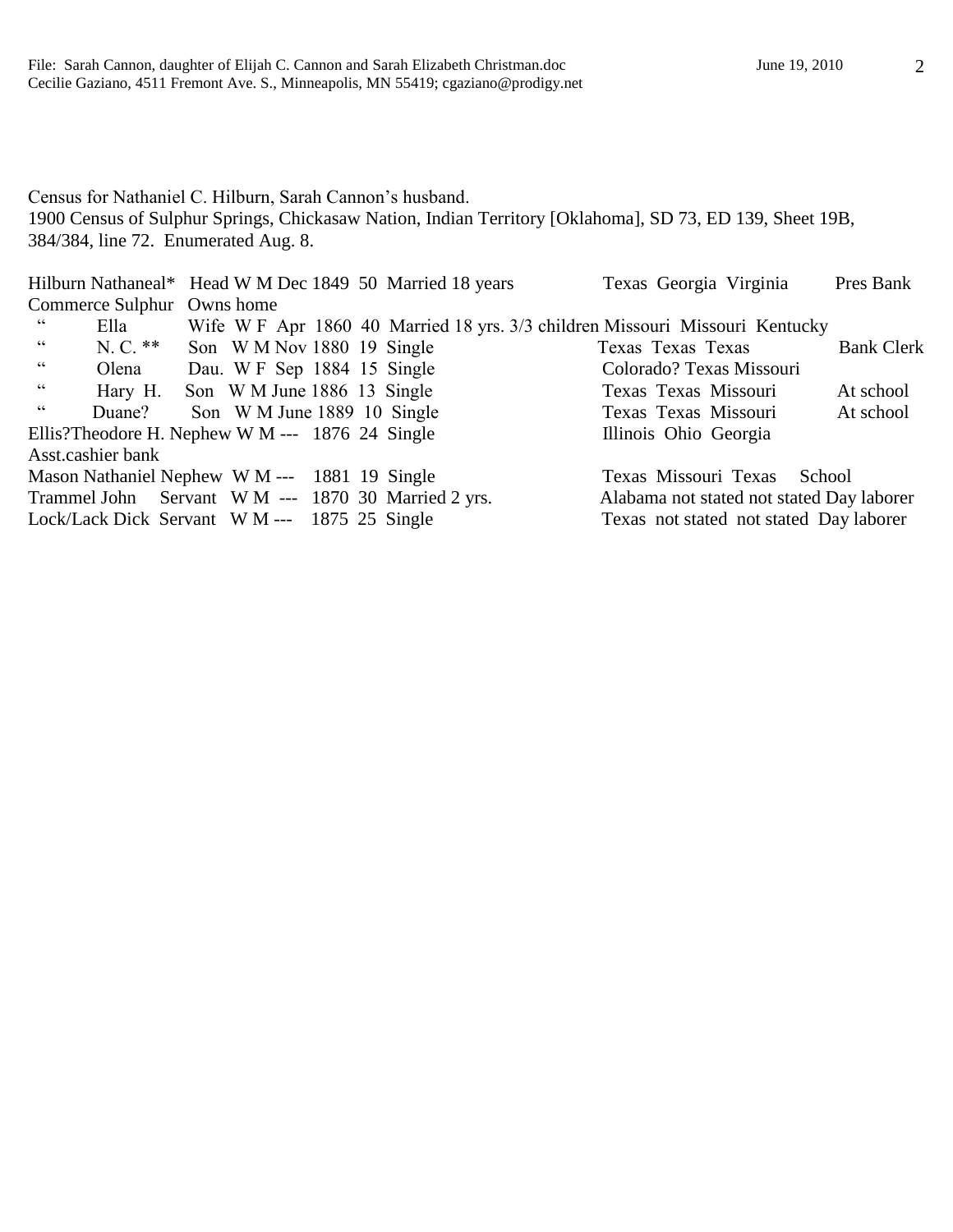Census for Nathaniel C. Hilburn, Sarah Cannon's husband.
1900 Census of Sulphur Springs, Chickasaw Nation, Indian Territory [Oklahoma], SD 73, ED 139, Sheet 19B, 384/384, line 72. Enumerated Aug. 8.

Hilburn Nathaneal* Head W M Dec 1849 50 Married 18 years Texas Georgia Virginia Pres Bank Commerce Sulphur Owns home
" Ella Wife W F Apr 1860 40 Married 18 yrs. 3/3 children Missouri Missouri Kentucky
" N. C. ** Son W M Nov 1880 19 Single Texas Texas Texas Bank Clerk
" Olena Dau. W F Sep 1884 15 Single Colorado? Texas Missouri
" Hary H. Son W M June 1886 13 Single Texas Texas Missouri At school
" Duane? Son W M June 1889 10 Single Texas Texas Missouri At school
Ellis?Theodore H. Nephew W M --- 1876 24 Single Illinois Ohio Georgia Asst.cashier bank
Mason Nathaniel Nephew W M --- 1881 19 Single Texas Missouri Texas School
Trammel John Servant W M --- 1870 30 Married 2 yrs. Alabama not stated not stated Day laborer
Lock/Lack Dick Servant W M --- 1875 25 Single Texas not stated not stated Day laborer